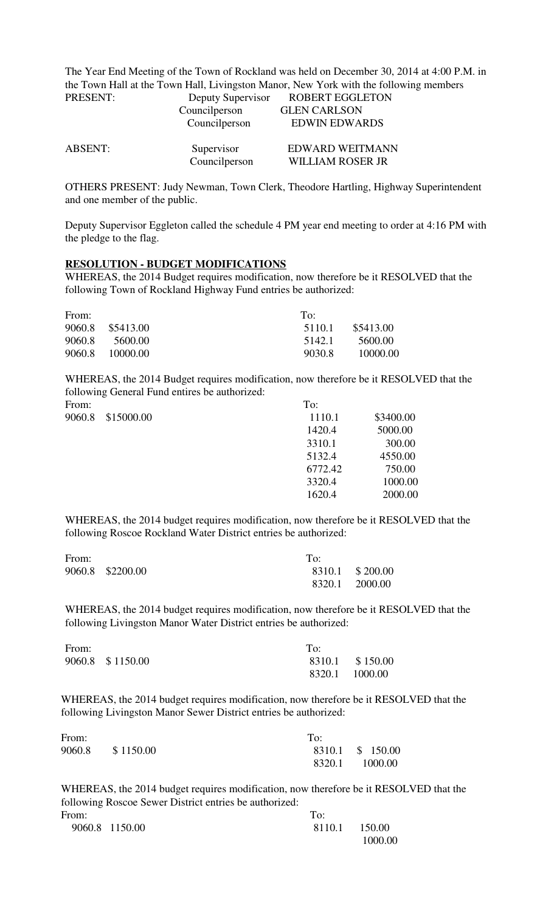The Year End Meeting of the Town of Rockland was held on December 30, 2014 at 4:00 P.M. in the Town Hall at the Town Hall, Livingston Manor, New York with the following members

| | | |
|---|---|---|
| PRESENT: | Deputy Supervisor | ROBERT EGGLETON |
| | Councilperson | GLEN CARLSON |
| | Councilperson | EDWIN EDWARDS |
| ABSENT: | Supervisor | EDWARD WEITMANN |
| | Councilperson | WILLIAM ROSER JR |

OTHERS PRESENT: Judy Newman, Town Clerk, Theodore Hartling, Highway Superintendent and one member of the public.

Deputy Supervisor Eggleton called the schedule 4 PM year end meeting to order at 4:16 PM with the pledge to the flag.

**RESOLUTION - BUDGET MODIFICATIONS**

WHEREAS, the 2014 Budget requires modification, now therefore be it RESOLVED that the following Town of Rockland Highway Fund entries be authorized:

| From: | | To: | |
|---|---|---|---|
| 9060.8 | $5413.00 | 5110.1 | $5413.00 |
| 9060.8 | 5600.00 | 5142.1 | 5600.00 |
| 9060.8 | 10000.00 | 9030.8 | 10000.00 |

WHEREAS, the 2014 Budget requires modification, now therefore be it RESOLVED that the following General Fund entires be authorized:

| From: | | To: | |
|---|---|---|---|
| 9060.8 | $15000.00 | 1110.1 | $3400.00 |
| | | 1420.4 | 5000.00 |
| | | 3310.1 | 300.00 |
| | | 5132.4 | 4550.00 |
| | | 6772.42 | 750.00 |
| | | 3320.4 | 1000.00 |
| | | 1620.4 | 2000.00 |

WHEREAS, the 2014 budget requires modification, now therefore be it RESOLVED that the following Roscoe Rockland Water District entries be authorized:

| From: | | To: | |
|---|---|---|---|
| 9060.8 | $2200.00 | 8310.1 | $ 200.00 |
| | | 8320.1 | 2000.00 |

WHEREAS, the 2014 budget requires modification, now therefore be it RESOLVED that the following Livingston Manor Water District entries be authorized:

| From: | | To: | |
|---|---|---|---|
| 9060.8 | $ 1150.00 | 8310.1 | $ 150.00 |
| | | 8320.1 | 1000.00 |

WHEREAS, the 2014 budget requires modification, now therefore be it RESOLVED that the following Livingston Manor Sewer District entries be authorized:

| From: | | To: | |
|---|---|---|---|
| 9060.8 | $ 1150.00 | 8310.1 | $ 150.00 |
| | | 8320.1 | 1000.00 |

WHEREAS, the 2014 budget requires modification, now therefore be it RESOLVED that the following Roscoe Sewer District entries be authorized:

| From: | | To: | |
|---|---|---|---|
| 9060.8 | 1150.00 | 8110.1 | 150.00 |
| | | | 1000.00 |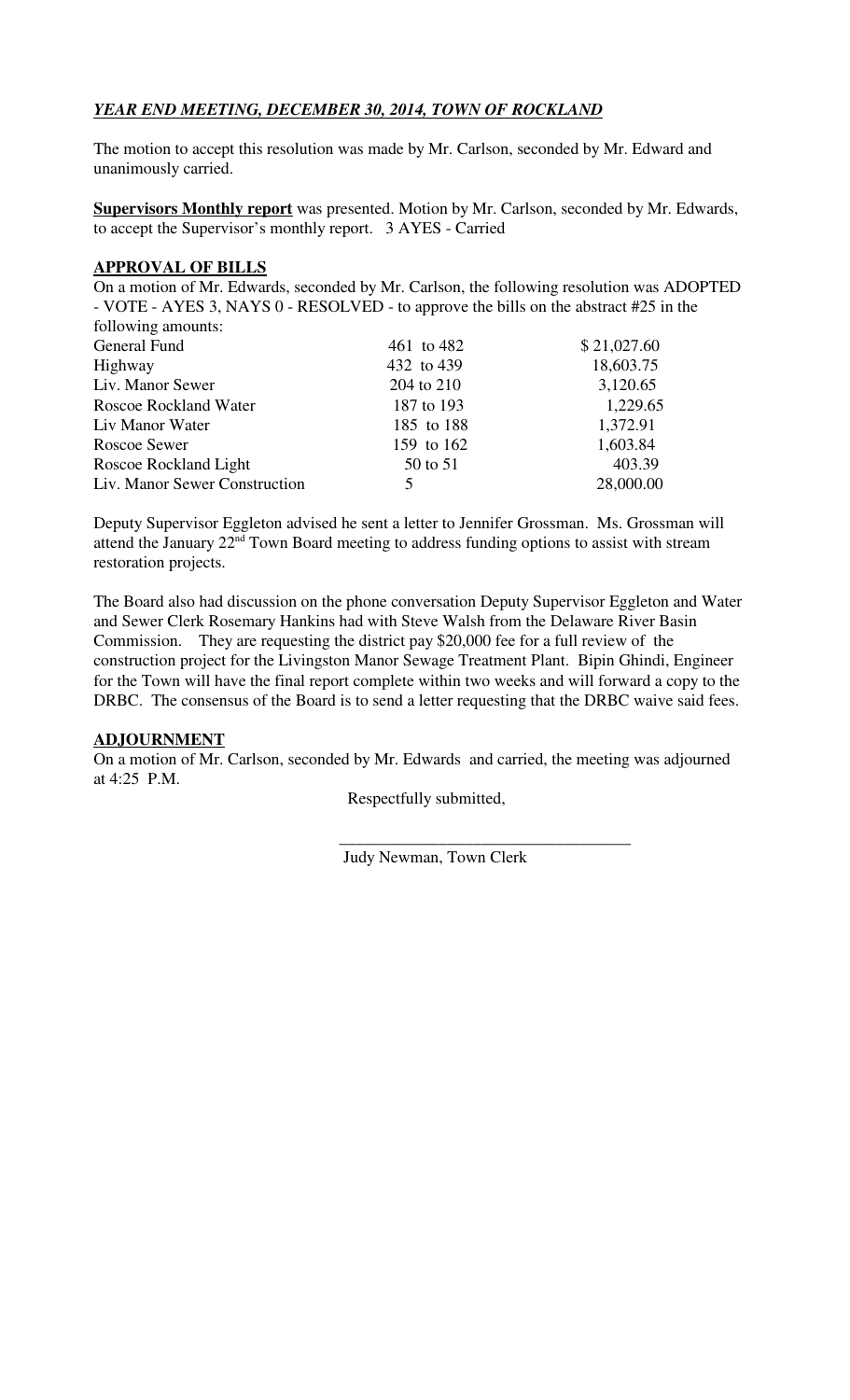***YEAR END MEETING, DECEMBER 30, 2014, TOWN OF ROCKLAND***

The motion to accept this resolution was made by Mr. Carlson, seconded by Mr. Edward and unanimously carried.

**Supervisors Monthly report** was presented. Motion by Mr. Carlson, seconded by Mr. Edwards, to accept the Supervisor's monthly report. 3 AYES - Carried

**APPROVAL OF BILLS**

On a motion of Mr. Edwards, seconded by Mr. Carlson, the following resolution was ADOPTED - VOTE - AYES 3, NAYS 0 - RESOLVED - to approve the bills on the abstract #25 in the following amounts:

| | | |
|---|---|---|
| General Fund | 461 to 482 | $ 21,027.60 |
| Highway | 432 to 439 | 18,603.75 |
| Liv. Manor Sewer | 204 to 210 | 3,120.65 |
| Roscoe Rockland Water | 187 to 193 | 1,229.65 |
| Liv Manor Water | 185 to 188 | 1,372.91 |
| Roscoe Sewer | 159 to 162 | 1,603.84 |
| Roscoe Rockland Light | 50 to 51 | 403.39 |
| Liv. Manor Sewer Construction | 5 | 28,000.00 |

Deputy Supervisor Eggleton advised he sent a letter to Jennifer Grossman. Ms. Grossman will attend the January 22nd Town Board meeting to address funding options to assist with stream restoration projects.

The Board also had discussion on the phone conversation Deputy Supervisor Eggleton and Water and Sewer Clerk Rosemary Hankins had with Steve Walsh from the Delaware River Basin Commission. They are requesting the district pay $20,000 fee for a full review of the construction project for the Livingston Manor Sewage Treatment Plant. Bipin Ghindi, Engineer for the Town will have the final report complete within two weeks and will forward a copy to the DRBC. The consensus of the Board is to send a letter requesting that the DRBC waive said fees.

**ADJOURNMENT**

On a motion of Mr. Carlson, seconded by Mr. Edwards and carried, the meeting was adjourned at 4:25 P.M.

Respectfully submitted,

\_\_\_\_\_\_\_\_\_\_\_\_\_\_\_\_\_\_\_\_\_\_\_\_\_\_\_\_\_\_\_\_\_\_\_

Judy Newman, Town Clerk